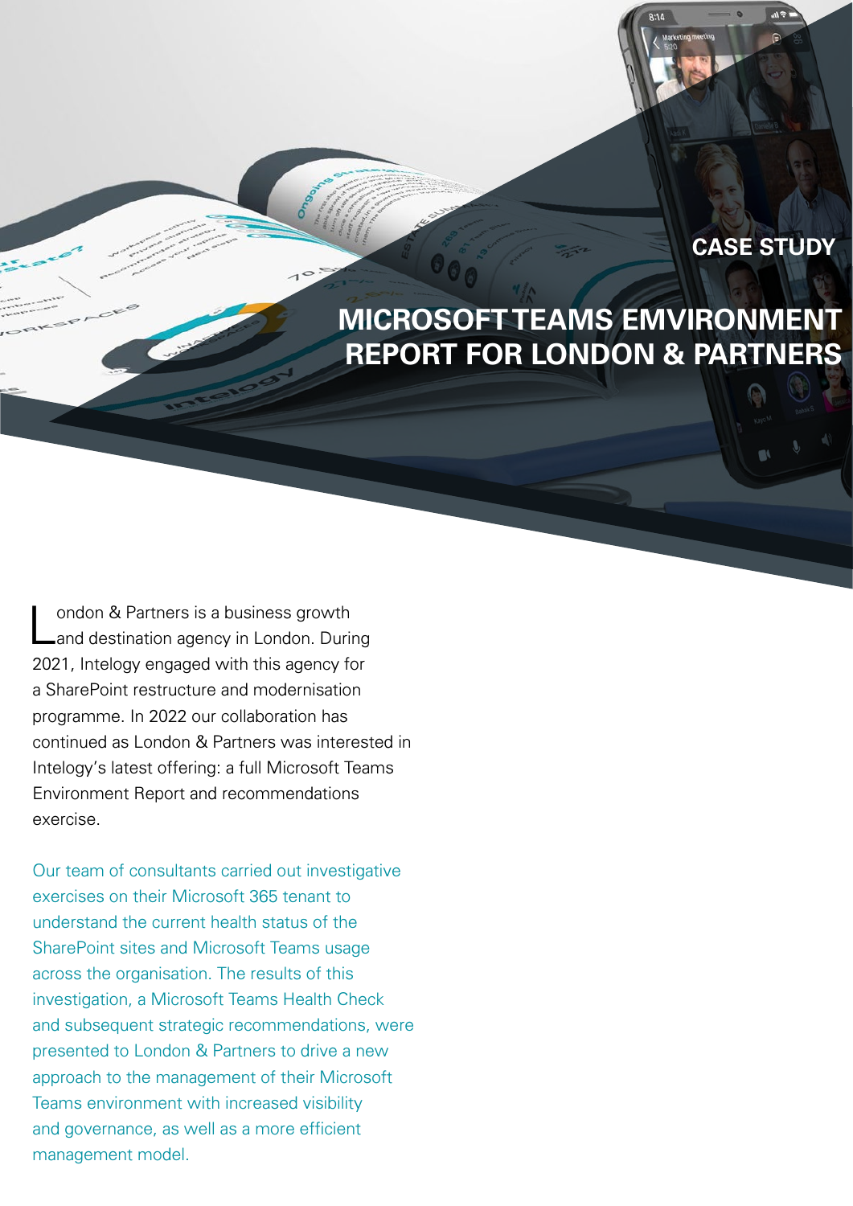CASE STUDY

# MICROSOFT TEAMS EMVIRONMENT REPORT FOR LONDON & PARTNERS

London & Partners is a business growth and destination agency in London. During 2021, Intelogy engaged with this agency for a SharePoint restructure and modernisation programme. In 2022 our collaboration has continued as London & Partners was interested in Intelogy's latest offering: a full Microsoft Teams Environment Report and recommendations exercise.

Our team of consultants carried out investigative exercises on their Microsoft 365 tenant to understand the current health status of the SharePoint sites and Microsoft Teams usage across the organisation. The results of this investigation, a Microsoft Teams Health Check and subsequent strategic recommendations, were presented to London & Partners to drive a new approach to the management of their Microsoft Teams environment with increased visibility and governance, as well as a more efficient management model.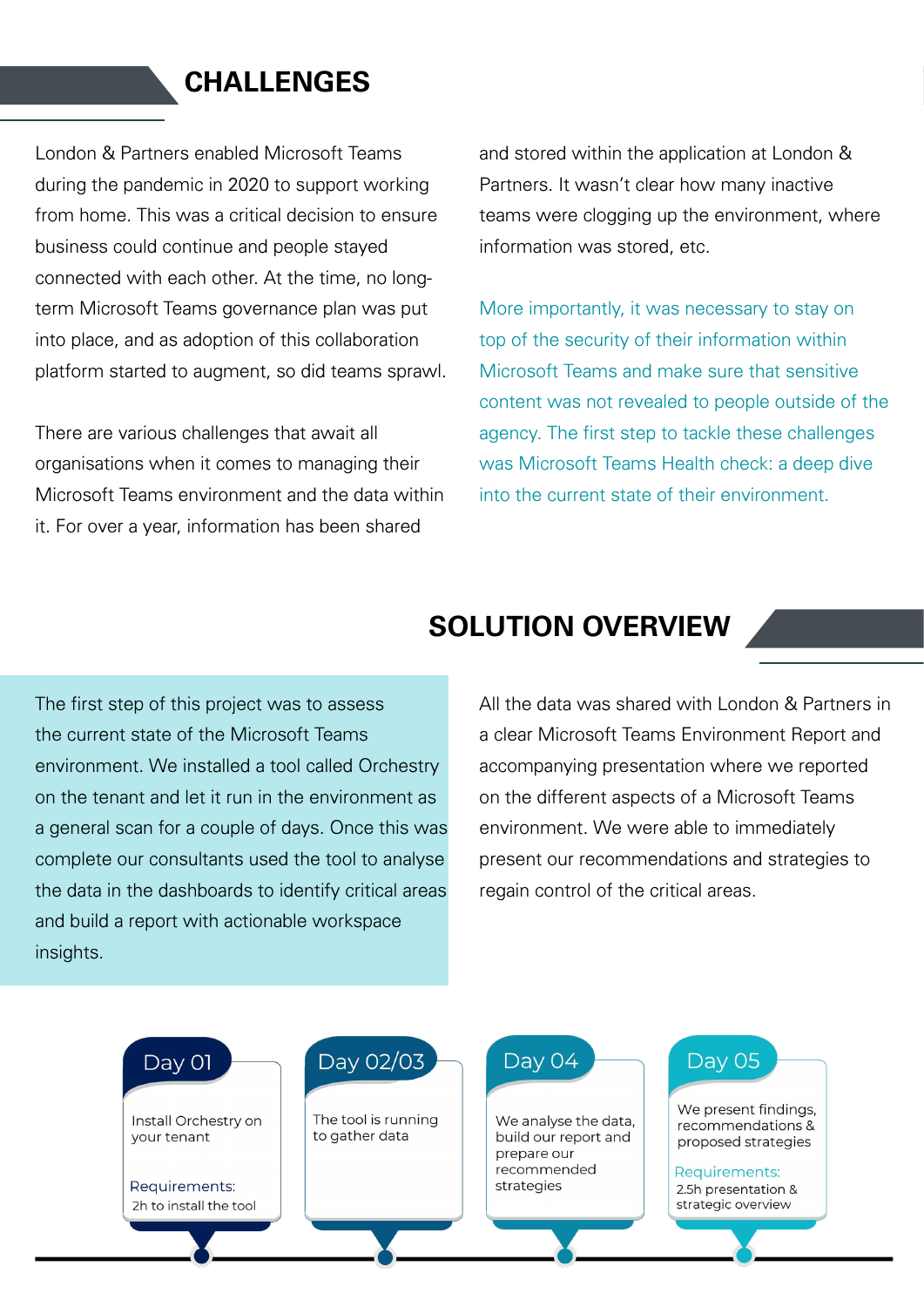## CHALLENGES

London & Partners enabled Microsoft Teams during the pandemic in 2020 to support working from home. This was a critical decision to ensure business could continue and people stayed connected with each other. At the time, no long-term Microsoft Teams governance plan was put into place, and as adoption of this collaboration platform started to augment, so did teams sprawl.

There are various challenges that await all organisations when it comes to managing their Microsoft Teams environment and the data within it. For over a year, information has been shared and stored within the application at London & Partners. It wasn't clear how many inactive teams were clogging up the environment, where information was stored, etc.

More importantly, it was necessary to stay on top of the security of their information within Microsoft Teams and make sure that sensitive content was not revealed to people outside of the agency. The first step to tackle these challenges was Microsoft Teams Health check: a deep dive into the current state of their environment.

## SOLUTION OVERVIEW

The first step of this project was to assess the current state of the Microsoft Teams environment. We installed a tool called Orchestry on the tenant and let it run in the environment as a general scan for a couple of days. Once this was complete our consultants used the tool to analyse the data in the dashboards to identify critical areas and build a report with actionable workspace insights.

All the data was shared with London & Partners in a clear Microsoft Teams Environment Report and accompanying presentation where we reported on the different aspects of a Microsoft Teams environment. We were able to immediately present our recommendations and strategies to regain control of the critical areas.

**Day 01**
Install Orchestry on your tenant
Requirements:
2h to install the tool

**Day 02/03**
The tool is running to gather data

**Day 04**
We analyse the data, build our report and prepare our recommended strategies

**Day 05**
We present findings, recommendations & proposed strategies
Requirements:
2.5h presentation & strategic overview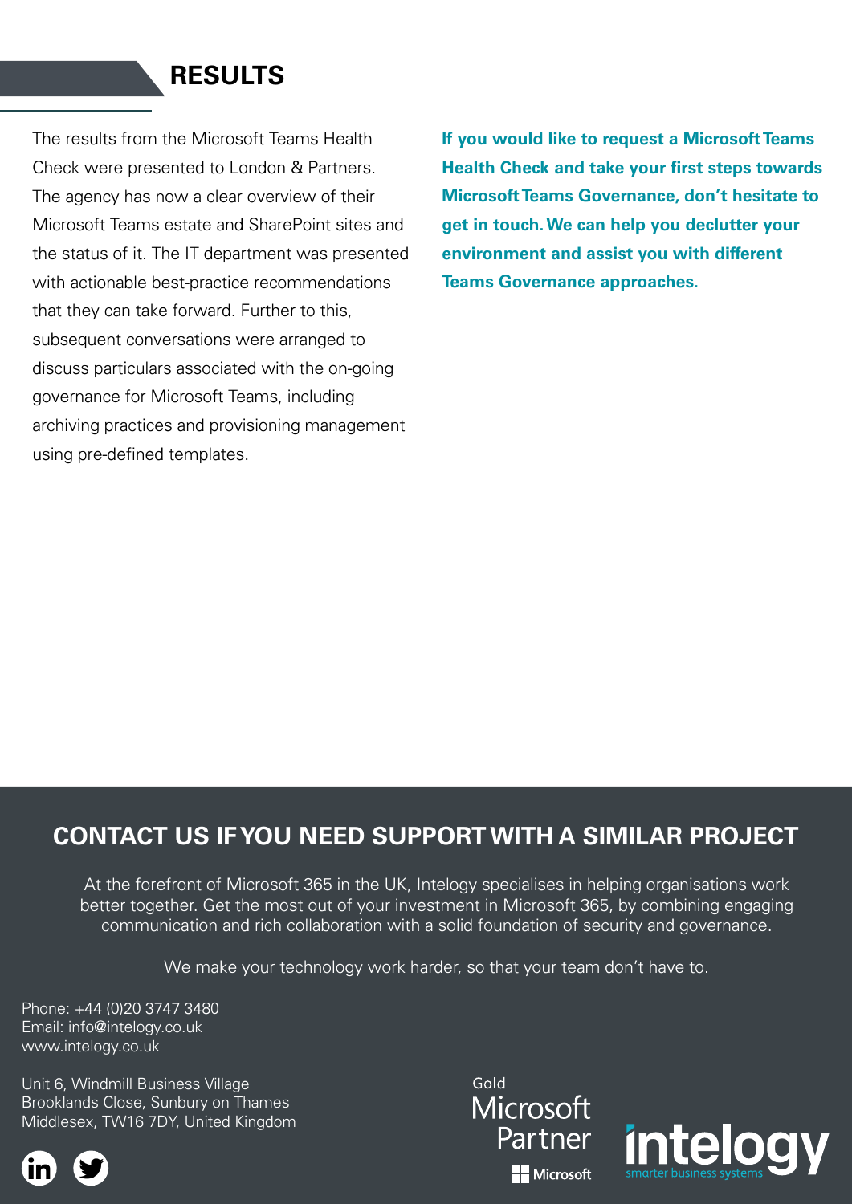## RESULTS

The results from the Microsoft Teams Health Check were presented to London & Partners. The agency has now a clear overview of their Microsoft Teams estate and SharePoint sites and the status of it. The IT department was presented with actionable best-practice recommendations that they can take forward. Further to this, subsequent conversations were arranged to discuss particulars associated with the on-going governance for Microsoft Teams, including archiving practices and provisioning management using pre-defined templates.

**If you would like to request a Microsoft Teams Health Check and take your first steps towards Microsoft Teams Governance, don't hesitate to get in touch. We can help you declutter your environment and assist you with different Teams Governance approaches.**

## CONTACT US IF YOU NEED SUPPORT WITH A SIMILAR PROJECT

At the forefront of Microsoft 365 in the UK, Intelogy specialises in helping organisations work better together. Get the most out of your investment in Microsoft 365, by combining engaging communication and rich collaboration with a solid foundation of security and governance.

We make your technology work harder, so that your team don't have to.

Phone: +44 (0)20 3747 3480
Email: info@intelogy.co.uk
www.intelogy.co.uk

Unit 6, Windmill Business Village
Brooklands Close, Sunbury on Thames
Middlesex, TW16 7DY, United Kingdom

Gold Microsoft Partner

Microsoft

intelogy smarter business systems